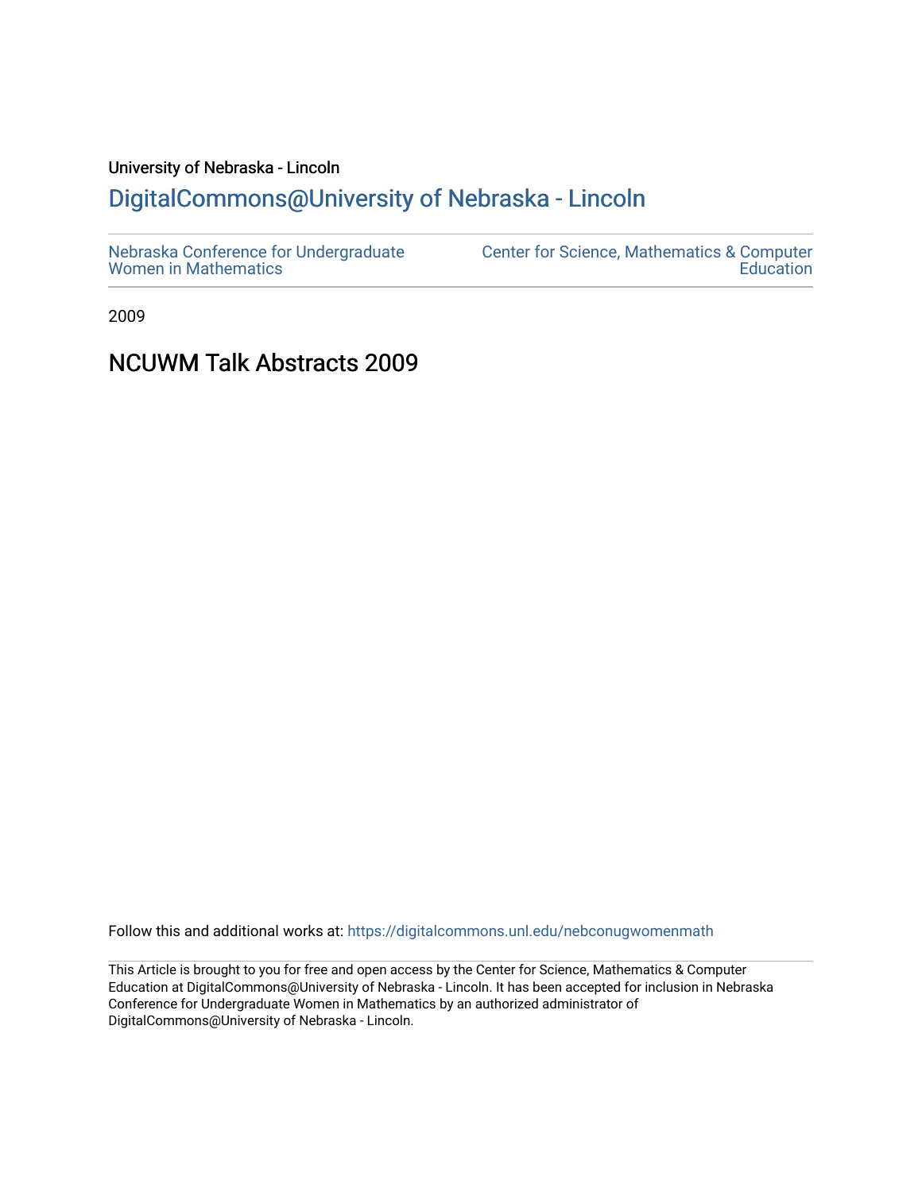University of Nebraska - Lincoln

## DigitalCommons@University of Nebraska - Lincoln

Nebraska Conference for Undergraduate Women in Mathematics

Center for Science, Mathematics & Computer Education

2009

# NCUWM Talk Abstracts 2009

Follow this and additional works at: https://digitalcommons.unl.edu/nebconugwomenmath

This Article is brought to you for free and open access by the Center for Science, Mathematics & Computer Education at DigitalCommons@University of Nebraska - Lincoln. It has been accepted for inclusion in Nebraska Conference for Undergraduate Women in Mathematics by an authorized administrator of DigitalCommons@University of Nebraska - Lincoln.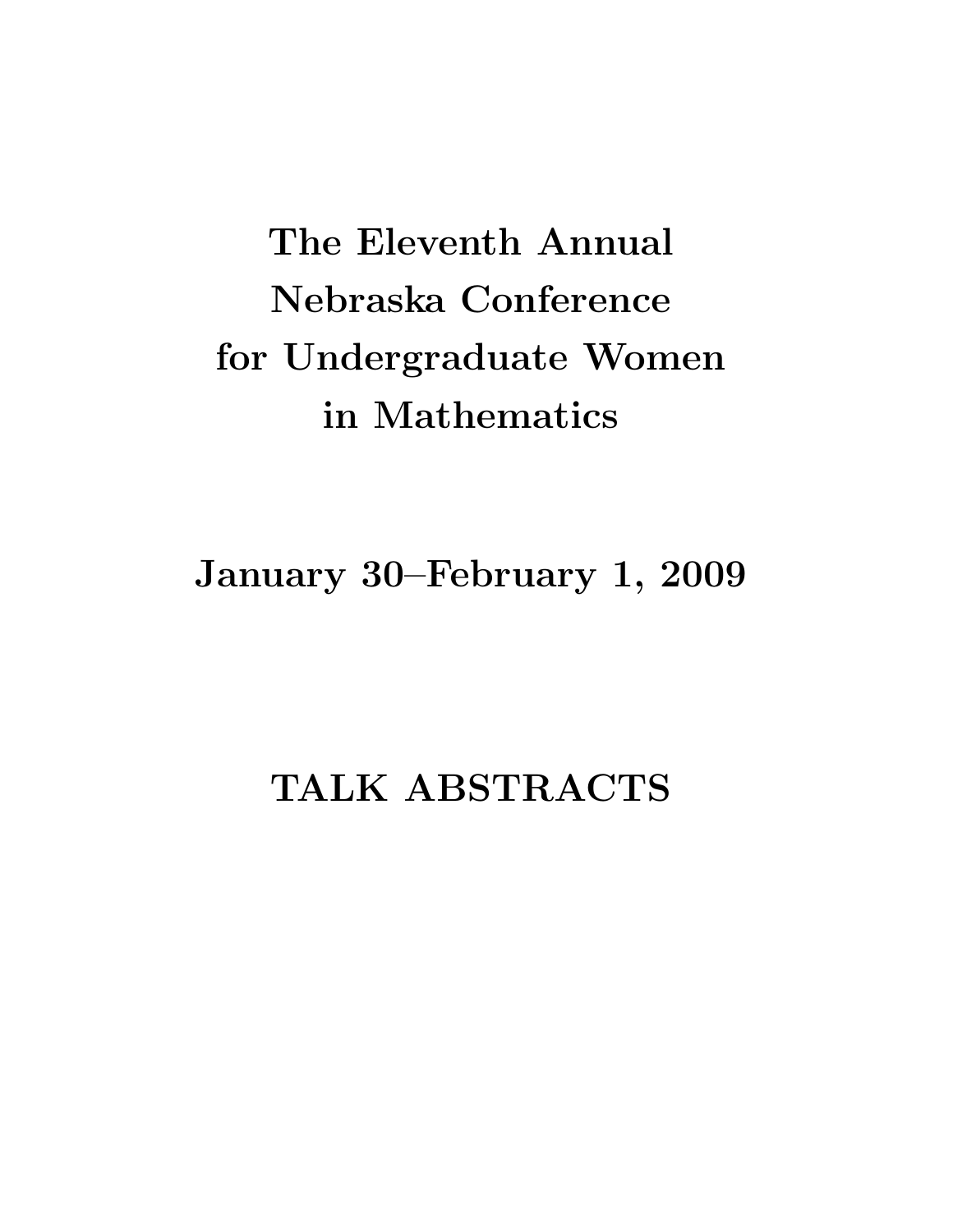# The Eleventh Annual Nebraska Conference for Undergraduate Women in Mathematics

## January 30–February 1, 2009

## TALK ABSTRACTS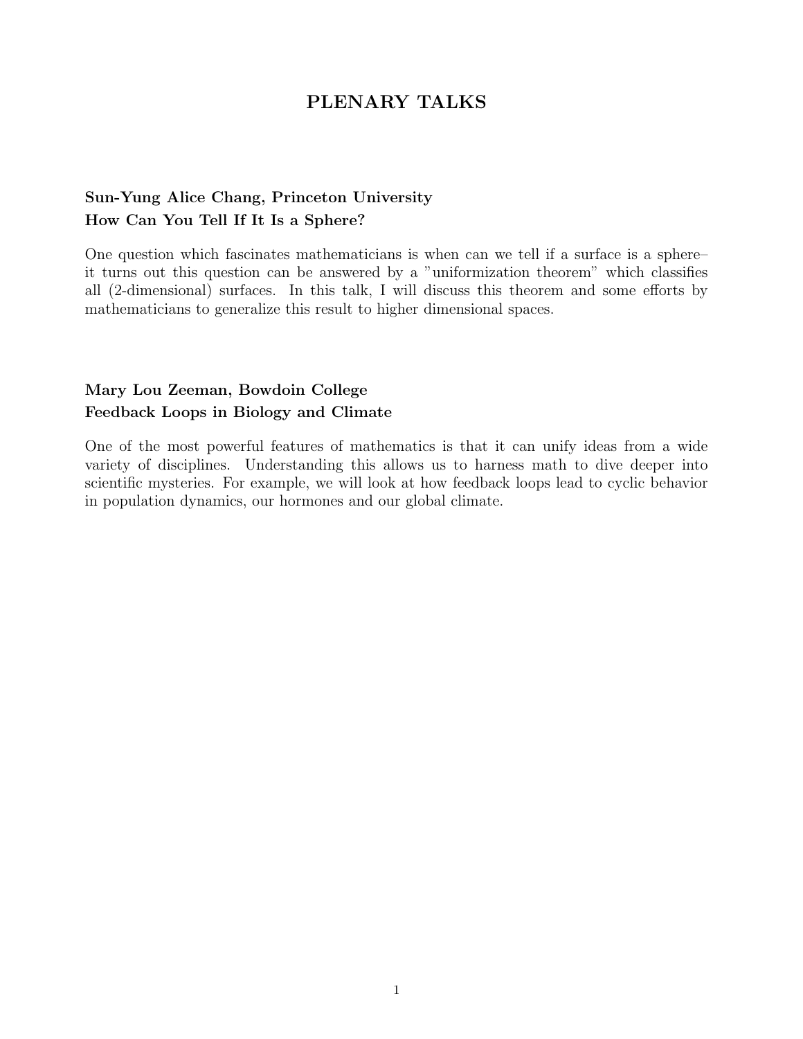# PLENARY TALKS

**Sun-Yung Alice Chang, Princeton University**
**How Can You Tell If It Is a Sphere?**

One question which fascinates mathematicians is when can we tell if a surface is a sphere– it turns out this question can be answered by a "uniformization theorem" which classifies all (2-dimensional) surfaces. In this talk, I will discuss this theorem and some efforts by mathematicians to generalize this result to higher dimensional spaces.

**Mary Lou Zeeman, Bowdoin College**
**Feedback Loops in Biology and Climate**

One of the most powerful features of mathematics is that it can unify ideas from a wide variety of disciplines. Understanding this allows us to harness math to dive deeper into scientific mysteries. For example, we will look at how feedback loops lead to cyclic behavior in population dynamics, our hormones and our global climate.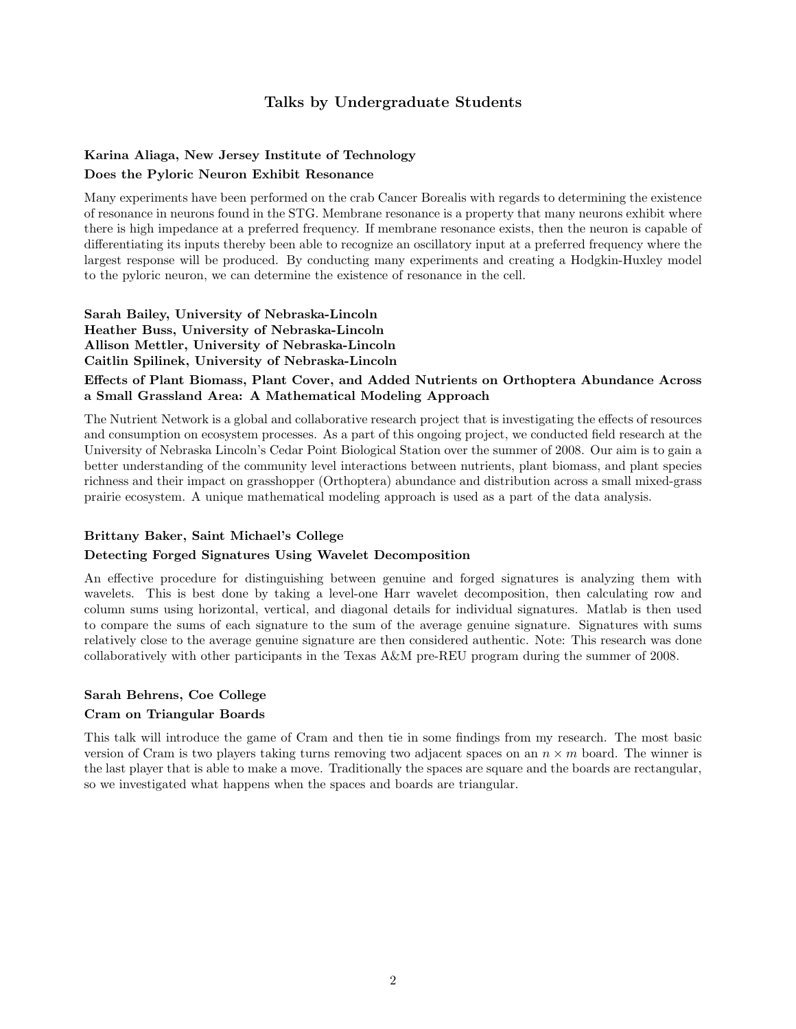## Talks by Undergraduate Students

**Karina Aliaga, New Jersey Institute of Technology**

**Does the Pyloric Neuron Exhibit Resonance**

Many experiments have been performed on the crab Cancer Borealis with regards to determining the existence of resonance in neurons found in the STG. Membrane resonance is a property that many neurons exhibit where there is high impedance at a preferred frequency. If membrane resonance exists, then the neuron is capable of differentiating its inputs thereby been able to recognize an oscillatory input at a preferred frequency where the largest response will be produced. By conducting many experiments and creating a Hodgkin-Huxley model to the pyloric neuron, we can determine the existence of resonance in the cell.

**Sarah Bailey, University of Nebraska-Lincoln**
**Heather Buss, University of Nebraska-Lincoln**
**Allison Mettler, University of Nebraska-Lincoln**
**Caitlin Spilinek, University of Nebraska-Lincoln**

**Effects of Plant Biomass, Plant Cover, and Added Nutrients on Orthoptera Abundance Across a Small Grassland Area: A Mathematical Modeling Approach**

The Nutrient Network is a global and collaborative research project that is investigating the effects of resources and consumption on ecosystem processes. As a part of this ongoing project, we conducted field research at the University of Nebraska Lincoln's Cedar Point Biological Station over the summer of 2008. Our aim is to gain a better understanding of the community level interactions between nutrients, plant biomass, and plant species richness and their impact on grasshopper (Orthoptera) abundance and distribution across a small mixed-grass prairie ecosystem. A unique mathematical modeling approach is used as a part of the data analysis.

**Brittany Baker, Saint Michael's College**

**Detecting Forged Signatures Using Wavelet Decomposition**

An effective procedure for distinguishing between genuine and forged signatures is analyzing them with wavelets. This is best done by taking a level-one Harr wavelet decomposition, then calculating row and column sums using horizontal, vertical, and diagonal details for individual signatures. Matlab is then used to compare the sums of each signature to the sum of the average genuine signature. Signatures with sums relatively close to the average genuine signature are then considered authentic. Note: This research was done collaboratively with other participants in the Texas A&M pre-REU program during the summer of 2008.

**Sarah Behrens, Coe College**

**Cram on Triangular Boards**

This talk will introduce the game of Cram and then tie in some findings from my research. The most basic version of Cram is two players taking turns removing two adjacent spaces on an $n \times m$ board. The winner is the last player that is able to make a move. Traditionally the spaces are square and the boards are rectangular, so we investigated what happens when the spaces and boards are triangular.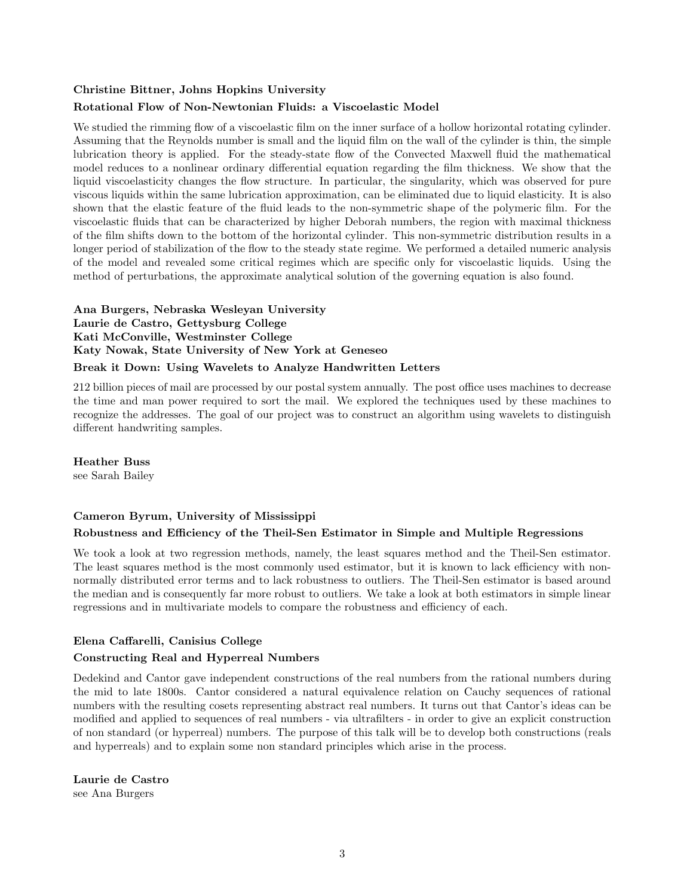**Christine Bittner, Johns Hopkins University**

**Rotational Flow of Non-Newtonian Fluids: a Viscoelastic Model**

We studied the rimming flow of a viscoelastic film on the inner surface of a hollow horizontal rotating cylinder. Assuming that the Reynolds number is small and the liquid film on the wall of the cylinder is thin, the simple lubrication theory is applied. For the steady-state flow of the Convected Maxwell fluid the mathematical model reduces to a nonlinear ordinary differential equation regarding the film thickness. We show that the liquid viscoelasticity changes the flow structure. In particular, the singularity, which was observed for pure viscous liquids within the same lubrication approximation, can be eliminated due to liquid elasticity. It is also shown that the elastic feature of the fluid leads to the non-symmetric shape of the polymeric film. For the viscoelastic fluids that can be characterized by higher Deborah numbers, the region with maximal thickness of the film shifts down to the bottom of the horizontal cylinder. This non-symmetric distribution results in a longer period of stabilization of the flow to the steady state regime. We performed a detailed numeric analysis of the model and revealed some critical regimes which are specific only for viscoelastic liquids. Using the method of perturbations, the approximate analytical solution of the governing equation is also found.

**Ana Burgers, Nebraska Wesleyan University**
**Laurie de Castro, Gettysburg College**
**Kati McConville, Westminster College**
**Katy Nowak, State University of New York at Geneseo**

**Break it Down: Using Wavelets to Analyze Handwritten Letters**

212 billion pieces of mail are processed by our postal system annually. The post office uses machines to decrease the time and man power required to sort the mail. We explored the techniques used by these machines to recognize the addresses. The goal of our project was to construct an algorithm using wavelets to distinguish different handwriting samples.

**Heather Buss**
see Sarah Bailey

**Cameron Byrum, University of Mississippi**

**Robustness and Efficiency of the Theil-Sen Estimator in Simple and Multiple Regressions**

We took a look at two regression methods, namely, the least squares method and the Theil-Sen estimator. The least squares method is the most commonly used estimator, but it is known to lack efficiency with non-normally distributed error terms and to lack robustness to outliers. The Theil-Sen estimator is based around the median and is consequently far more robust to outliers. We take a look at both estimators in simple linear regressions and in multivariate models to compare the robustness and efficiency of each.

**Elena Caffarelli, Canisius College**

**Constructing Real and Hyperreal Numbers**

Dedekind and Cantor gave independent constructions of the real numbers from the rational numbers during the mid to late 1800s. Cantor considered a natural equivalence relation on Cauchy sequences of rational numbers with the resulting cosets representing abstract real numbers. It turns out that Cantor's ideas can be modified and applied to sequences of real numbers - via ultrafilters - in order to give an explicit construction of non standard (or hyperreal) numbers. The purpose of this talk will be to develop both constructions (reals and hyperreals) and to explain some non standard principles which arise in the process.

**Laurie de Castro**
see Ana Burgers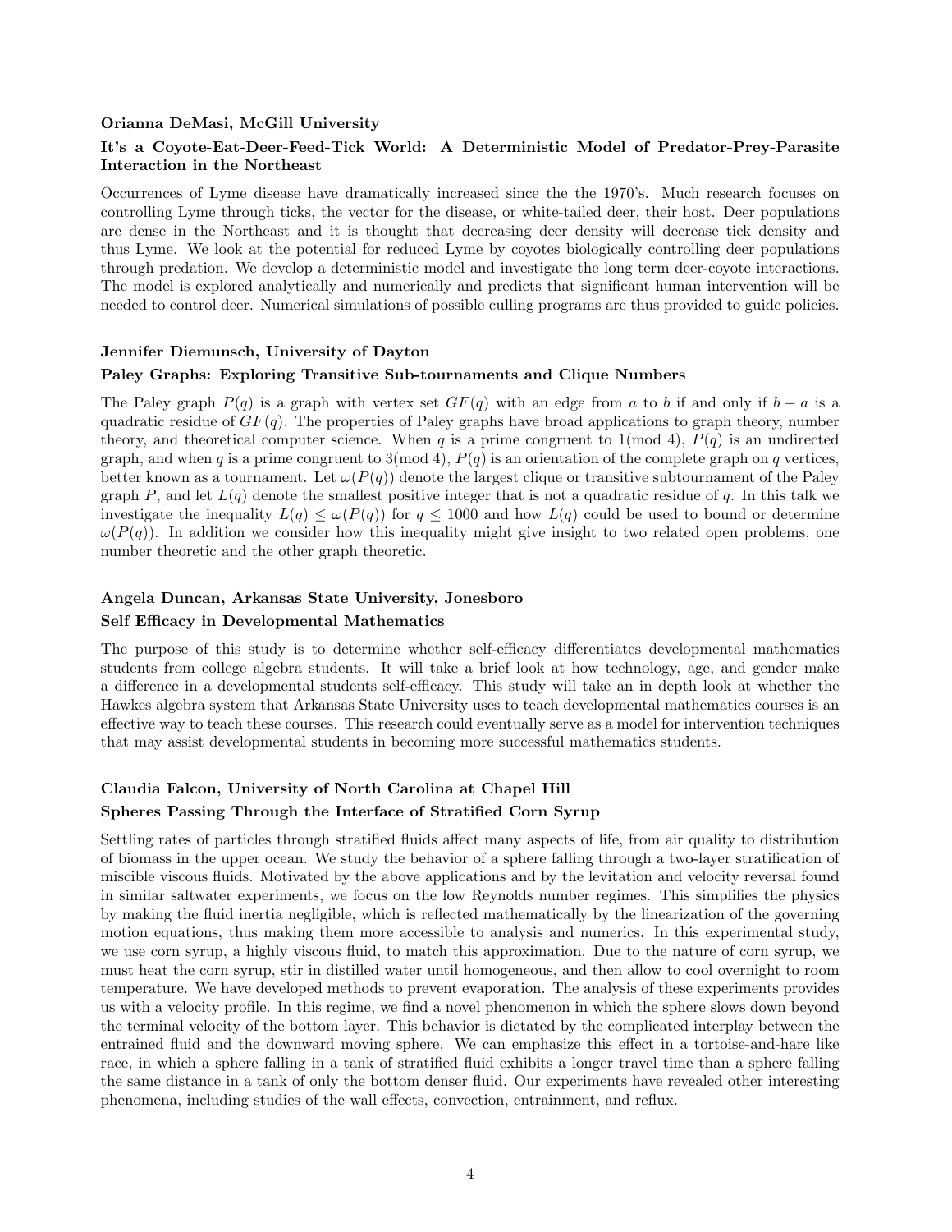**Orianna DeMasi, McGill University**

**It's a Coyote-Eat-Deer-Feed-Tick World: A Deterministic Model of Predator-Prey-Parasite Interaction in the Northeast**

Occurrences of Lyme disease have dramatically increased since the the 1970's. Much research focuses on controlling Lyme through ticks, the vector for the disease, or white-tailed deer, their host. Deer populations are dense in the Northeast and it is thought that decreasing deer density will decrease tick density and thus Lyme. We look at the potential for reduced Lyme by coyotes biologically controlling deer populations through predation. We develop a deterministic model and investigate the long term deer-coyote interactions. The model is explored analytically and numerically and predicts that significant human intervention will be needed to control deer. Numerical simulations of possible culling programs are thus provided to guide policies.

**Jennifer Diemunsch, University of Dayton**

**Paley Graphs: Exploring Transitive Sub-tournaments and Clique Numbers**

The Paley graph $P(q)$ is a graph with vertex set $GF(q)$ with an edge from $a$ to $b$ if and only if $b - a$ is a quadratic residue of $GF(q)$. The properties of Paley graphs have broad applications to graph theory, number theory, and theoretical computer science. When $q$ is a prime congruent to $1 \pmod 4$, $P(q)$ is an undirected graph, and when $q$ is a prime congruent to $3 \pmod 4$, $P(q)$ is an orientation of the complete graph on $q$ vertices, better known as a tournament. Let $\omega(P(q))$ denote the largest clique or transitive subtournament of the Paley graph $P$, and let $L(q)$ denote the smallest positive integer that is not a quadratic residue of $q$. In this talk we investigate the inequality $L(q) \leq \omega(P(q))$ for $q \leq 1000$ and how $L(q)$ could be used to bound or determine $\omega(P(q))$. In addition we consider how this inequality might give insight to two related open problems, one number theoretic and the other graph theoretic.

**Angela Duncan, Arkansas State University, Jonesboro**

**Self Efficacy in Developmental Mathematics**

The purpose of this study is to determine whether self-efficacy differentiates developmental mathematics students from college algebra students. It will take a brief look at how technology, age, and gender make a difference in a developmental students self-efficacy. This study will take an in depth look at whether the Hawkes algebra system that Arkansas State University uses to teach developmental mathematics courses is an effective way to teach these courses. This research could eventually serve as a model for intervention techniques that may assist developmental students in becoming more successful mathematics students.

**Claudia Falcon, University of North Carolina at Chapel Hill**

**Spheres Passing Through the Interface of Stratified Corn Syrup**

Settling rates of particles through stratified fluids affect many aspects of life, from air quality to distribution of biomass in the upper ocean. We study the behavior of a sphere falling through a two-layer stratification of miscible viscous fluids. Motivated by the above applications and by the levitation and velocity reversal found in similar saltwater experiments, we focus on the low Reynolds number regimes. This simplifies the physics by making the fluid inertia negligible, which is reflected mathematically by the linearization of the governing motion equations, thus making them more accessible to analysis and numerics. In this experimental study, we use corn syrup, a highly viscous fluid, to match this approximation. Due to the nature of corn syrup, we must heat the corn syrup, stir in distilled water until homogeneous, and then allow to cool overnight to room temperature. We have developed methods to prevent evaporation. The analysis of these experiments provides us with a velocity profile. In this regime, we find a novel phenomenon in which the sphere slows down beyond the terminal velocity of the bottom layer. This behavior is dictated by the complicated interplay between the entrained fluid and the downward moving sphere. We can emphasize this effect in a tortoise-and-hare like race, in which a sphere falling in a tank of stratified fluid exhibits a longer travel time than a sphere falling the same distance in a tank of only the bottom denser fluid. Our experiments have revealed other interesting phenomena, including studies of the wall effects, convection, entrainment, and reflux.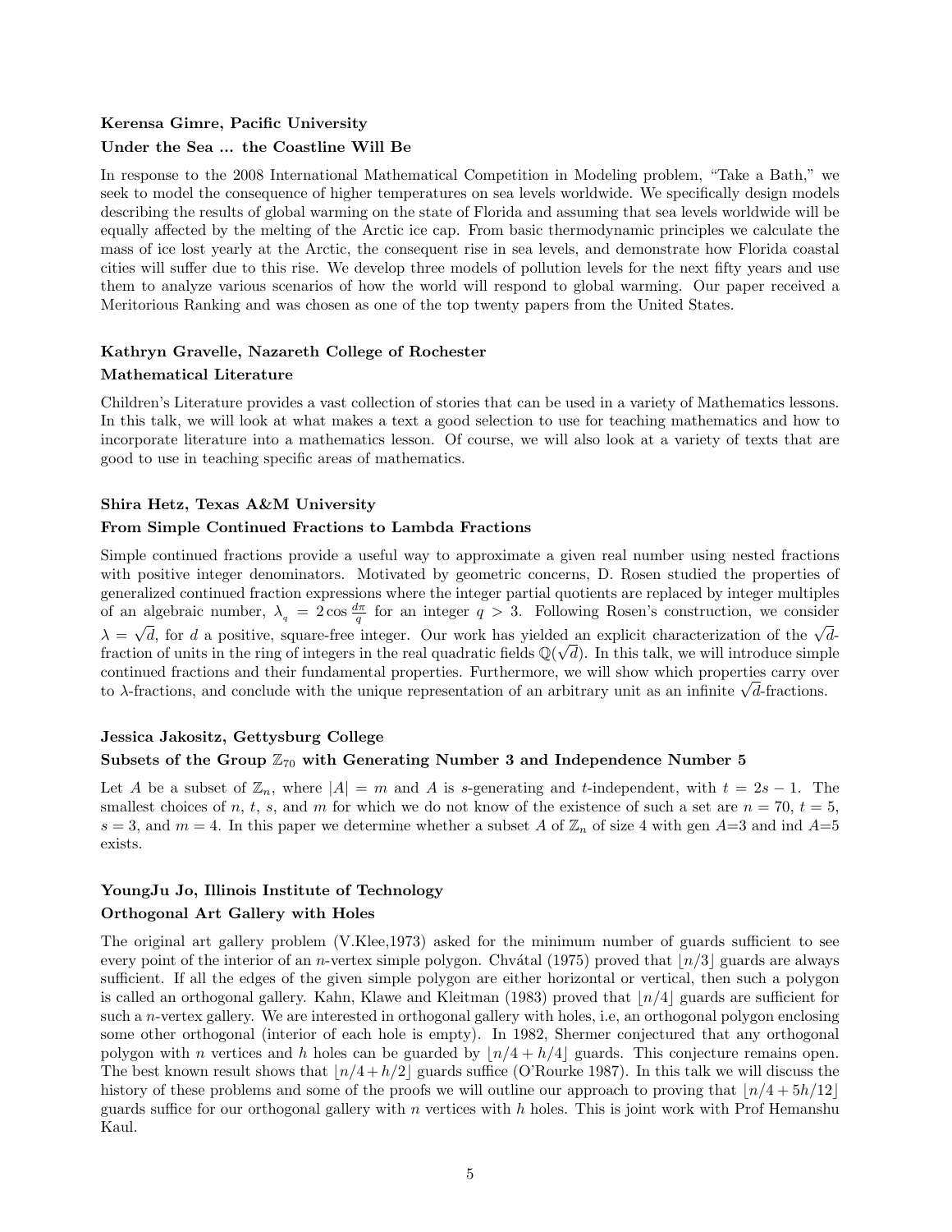**Kerensa Gimre, Pacific University**

**Under the Sea ... the Coastline Will Be**

In response to the 2008 International Mathematical Competition in Modeling problem, “Take a Bath,” we seek to model the consequence of higher temperatures on sea levels worldwide. We specifically design models describing the results of global warming on the state of Florida and assuming that sea levels worldwide will be equally affected by the melting of the Arctic ice cap. From basic thermodynamic principles we calculate the mass of ice lost yearly at the Arctic, the consequent rise in sea levels, and demonstrate how Florida coastal cities will suffer due to this rise. We develop three models of pollution levels for the next fifty years and use them to analyze various scenarios of how the world will respond to global warming. Our paper received a Meritorious Ranking and was chosen as one of the top twenty papers from the United States.

**Kathryn Gravelle, Nazareth College of Rochester**

**Mathematical Literature**

Children’s Literature provides a vast collection of stories that can be used in a variety of Mathematics lessons. In this talk, we will look at what makes a text a good selection to use for teaching mathematics and how to incorporate literature into a mathematics lesson. Of course, we will also look at a variety of texts that are good to use in teaching specific areas of mathematics.

**Shira Hetz, Texas A&M University**

**From Simple Continued Fractions to Lambda Fractions**

Simple continued fractions provide a useful way to approximate a given real number using nested fractions with positive integer denominators. Motivated by geometric concerns, D. Rosen studied the properties of generalized continued fraction expressions where the integer partial quotients are replaced by integer multiples of an algebraic number, $\lambda_q = 2\cos\frac{d\pi}{q}$ for an integer $q > 3$. Following Rosen’s construction, we consider $\lambda = \sqrt{d}$, for $d$ a positive, square-free integer. Our work has yielded an explicit characterization of the $\sqrt{d}$-fraction of units in the ring of integers in the real quadratic fields $\mathbb{Q}(\sqrt{d})$. In this talk, we will introduce simple continued fractions and their fundamental properties. Furthermore, we will show which properties carry over to $\lambda$-fractions, and conclude with the unique representation of an arbitrary unit as an infinite $\sqrt{d}$-fractions.

**Jessica Jakositz, Gettysburg College**

**Subsets of the Group $\mathbb{Z}_{70}$ with Generating Number 3 and Independence Number 5**

Let $A$ be a subset of $\mathbb{Z}_n$, where $|A| = m$ and $A$ is $s$-generating and $t$-independent, with $t = 2s - 1$. The smallest choices of $n$, $t$, $s$, and $m$ for which we do not know of the existence of such a set are $n = 70$, $t = 5$, $s = 3$, and $m = 4$. In this paper we determine whether a subset $A$ of $\mathbb{Z}_n$ of size 4 with gen $A$=3 and ind $A$=5 exists.

**YoungJu Jo, Illinois Institute of Technology**

**Orthogonal Art Gallery with Holes**

The original art gallery problem (V.Klee,1973) asked for the minimum number of guards sufficient to see every point of the interior of an $n$-vertex simple polygon. Chvátal (1975) proved that $\lfloor n/3 \rfloor$ guards are always sufficient. If all the edges of the given simple polygon are either horizontal or vertical, then such a polygon is called an orthogonal gallery. Kahn, Klawe and Kleitman (1983) proved that $\lfloor n/4 \rfloor$ guards are sufficient for such a $n$-vertex gallery. We are interested in orthogonal gallery with holes, i.e, an orthogonal polygon enclosing some other orthogonal (interior of each hole is empty). In 1982, Shermer conjectured that any orthogonal polygon with $n$ vertices and $h$ holes can be guarded by $\lfloor n/4 + h/4 \rfloor$ guards. This conjecture remains open. The best known result shows that $\lfloor n/4 + h/2 \rfloor$ guards suffice (O’Rourke 1987). In this talk we will discuss the history of these problems and some of the proofs we will outline our approach to proving that $\lfloor n/4 + 5h/12 \rfloor$ guards suffice for our orthogonal gallery with $n$ vertices with $h$ holes. This is joint work with Prof Hemanshu Kaul.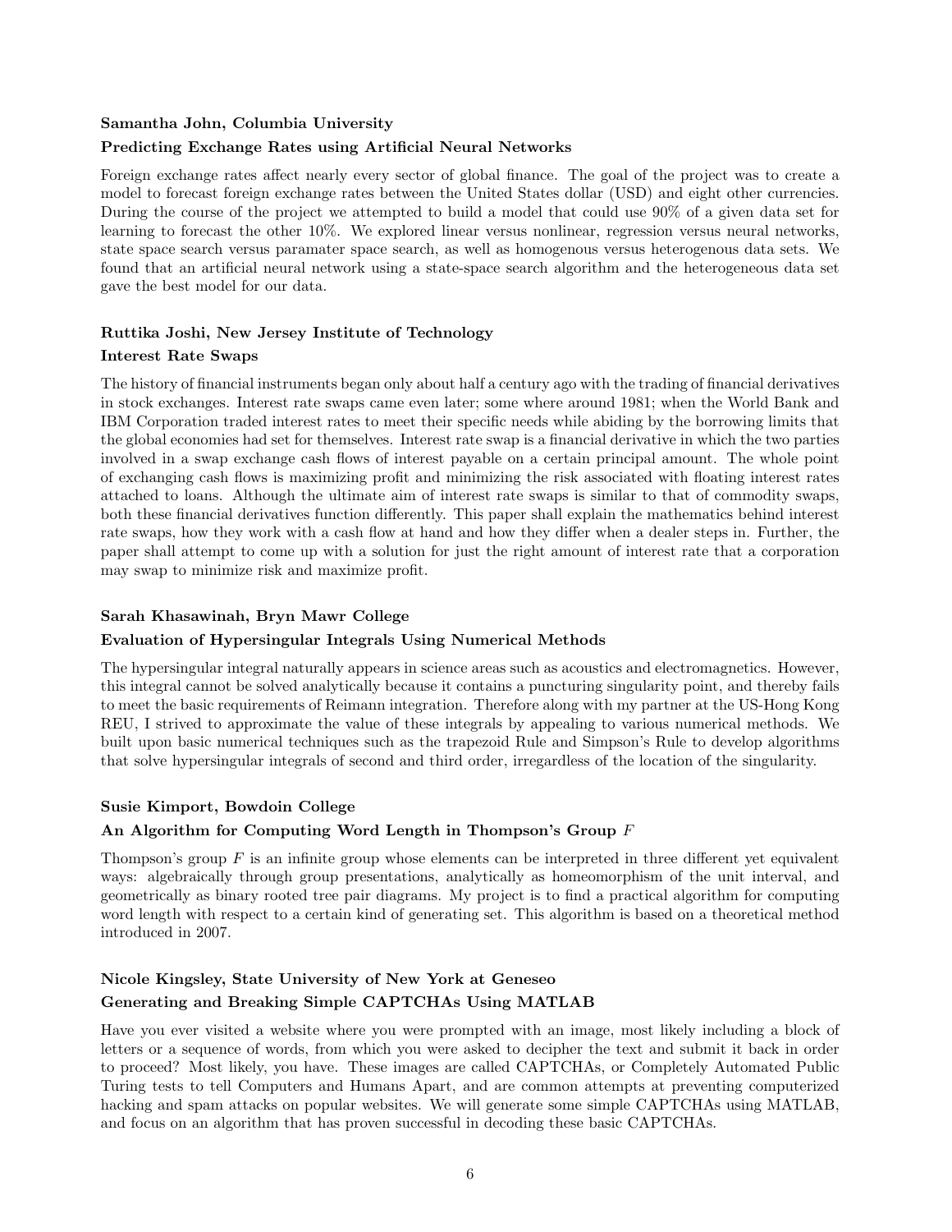**Samantha John, Columbia University**

**Predicting Exchange Rates using Artificial Neural Networks**

Foreign exchange rates affect nearly every sector of global finance. The goal of the project was to create a model to forecast foreign exchange rates between the United States dollar (USD) and eight other currencies. During the course of the project we attempted to build a model that could use 90% of a given data set for learning to forecast the other 10%. We explored linear versus nonlinear, regression versus neural networks, state space search versus paramater space search, as well as homogenous versus heterogenous data sets. We found that an artificial neural network using a state-space search algorithm and the heterogeneous data set gave the best model for our data.

**Ruttika Joshi, New Jersey Institute of Technology**

**Interest Rate Swaps**

The history of financial instruments began only about half a century ago with the trading of financial derivatives in stock exchanges. Interest rate swaps came even later; some where around 1981; when the World Bank and IBM Corporation traded interest rates to meet their specific needs while abiding by the borrowing limits that the global economies had set for themselves. Interest rate swap is a financial derivative in which the two parties involved in a swap exchange cash flows of interest payable on a certain principal amount. The whole point of exchanging cash flows is maximizing profit and minimizing the risk associated with floating interest rates attached to loans. Although the ultimate aim of interest rate swaps is similar to that of commodity swaps, both these financial derivatives function differently. This paper shall explain the mathematics behind interest rate swaps, how they work with a cash flow at hand and how they differ when a dealer steps in. Further, the paper shall attempt to come up with a solution for just the right amount of interest rate that a corporation may swap to minimize risk and maximize profit.

**Sarah Khasawinah, Bryn Mawr College**

**Evaluation of Hypersingular Integrals Using Numerical Methods**

The hypersingular integral naturally appears in science areas such as acoustics and electromagnetics. However, this integral cannot be solved analytically because it contains a puncturing singularity point, and thereby fails to meet the basic requirements of Reimann integration. Therefore along with my partner at the US-Hong Kong REU, I strived to approximate the value of these integrals by appealing to various numerical methods. We built upon basic numerical techniques such as the trapezoid Rule and Simpson's Rule to develop algorithms that solve hypersingular integrals of second and third order, irregardless of the location of the singularity.

**Susie Kimport, Bowdoin College**

**An Algorithm for Computing Word Length in Thompson's Group $F$**

Thompson's group $F$ is an infinite group whose elements can be interpreted in three different yet equivalent ways: algebraically through group presentations, analytically as homeomorphism of the unit interval, and geometrically as binary rooted tree pair diagrams. My project is to find a practical algorithm for computing word length with respect to a certain kind of generating set. This algorithm is based on a theoretical method introduced in 2007.

**Nicole Kingsley, State University of New York at Geneseo**

**Generating and Breaking Simple CAPTCHAs Using MATLAB**

Have you ever visited a website where you were prompted with an image, most likely including a block of letters or a sequence of words, from which you were asked to decipher the text and submit it back in order to proceed? Most likely, you have. These images are called CAPTCHAs, or Completely Automated Public Turing tests to tell Computers and Humans Apart, and are common attempts at preventing computerized hacking and spam attacks on popular websites. We will generate some simple CAPTCHAs using MATLAB, and focus on an algorithm that has proven successful in decoding these basic CAPTCHAs.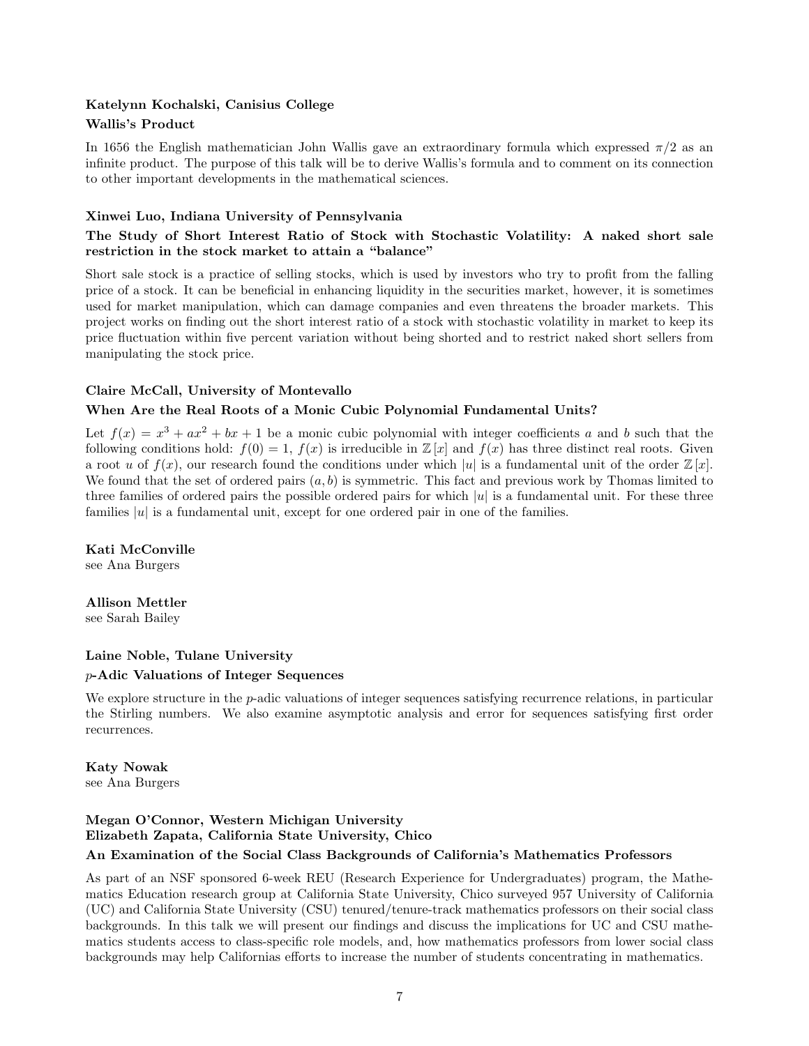**Katelynn Kochalski, Canisius College**

**Wallis's Product**

In 1656 the English mathematician John Wallis gave an extraordinary formula which expressed $\pi/2$ as an infinite product. The purpose of this talk will be to derive Wallis's formula and to comment on its connection to other important developments in the mathematical sciences.

**Xinwei Luo, Indiana University of Pennsylvania**

**The Study of Short Interest Ratio of Stock with Stochastic Volatility: A naked short sale restriction in the stock market to attain a "balance"**

Short sale stock is a practice of selling stocks, which is used by investors who try to profit from the falling price of a stock. It can be beneficial in enhancing liquidity in the securities market, however, it is sometimes used for market manipulation, which can damage companies and even threatens the broader markets. This project works on finding out the short interest ratio of a stock with stochastic volatility in market to keep its price fluctuation within five percent variation without being shorted and to restrict naked short sellers from manipulating the stock price.

**Claire McCall, University of Montevallo**

**When Are the Real Roots of a Monic Cubic Polynomial Fundamental Units?**

Let $f(x) = x^3 + ax^2 + bx + 1$ be a monic cubic polynomial with integer coefficients $a$ and $b$ such that the following conditions hold: $f(0) = 1$, $f(x)$ is irreducible in $\mathbb{Z}[x]$ and $f(x)$ has three distinct real roots. Given a root $u$ of $f(x)$, our research found the conditions under which $|u|$ is a fundamental unit of the order $\mathbb{Z}[x]$. We found that the set of ordered pairs $(a, b)$ is symmetric. This fact and previous work by Thomas limited to three families of ordered pairs the possible ordered pairs for which $|u|$ is a fundamental unit. For these three families $|u|$ is a fundamental unit, except for one ordered pair in one of the families.

**Kati McConville**
see Ana Burgers

**Allison Mettler**
see Sarah Bailey

**Laine Noble, Tulane University**

**$p$-Adic Valuations of Integer Sequences**

We explore structure in the $p$-adic valuations of integer sequences satisfying recurrence relations, in particular the Stirling numbers. We also examine asymptotic analysis and error for sequences satisfying first order recurrences.

**Katy Nowak**
see Ana Burgers

**Megan O'Connor, Western Michigan University**
**Elizabeth Zapata, California State University, Chico**

**An Examination of the Social Class Backgrounds of California's Mathematics Professors**

As part of an NSF sponsored 6-week REU (Research Experience for Undergraduates) program, the Mathematics Education research group at California State University, Chico surveyed 957 University of California (UC) and California State University (CSU) tenured/tenure-track mathematics professors on their social class backgrounds. In this talk we will present our findings and discuss the implications for UC and CSU mathematics students access to class-specific role models, and, how mathematics professors from lower social class backgrounds may help Californias efforts to increase the number of students concentrating in mathematics.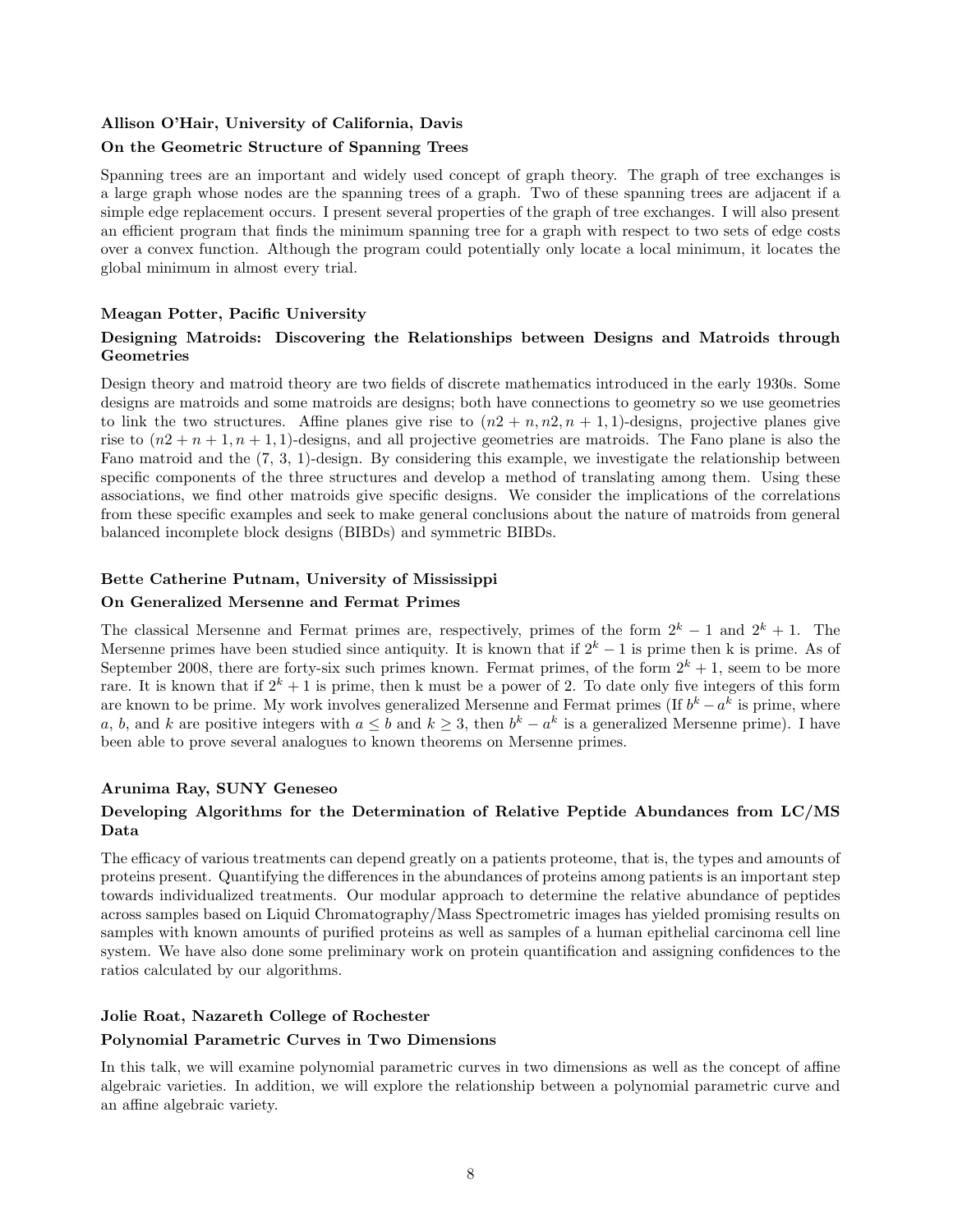**Allison O'Hair, University of California, Davis**

**On the Geometric Structure of Spanning Trees**

Spanning trees are an important and widely used concept of graph theory. The graph of tree exchanges is a large graph whose nodes are the spanning trees of a graph. Two of these spanning trees are adjacent if a simple edge replacement occurs. I present several properties of the graph of tree exchanges. I will also present an efficient program that finds the minimum spanning tree for a graph with respect to two sets of edge costs over a convex function. Although the program could potentially only locate a local minimum, it locates the global minimum in almost every trial.

**Meagan Potter, Pacific University**

**Designing Matroids: Discovering the Relationships between Designs and Matroids through Geometries**

Design theory and matroid theory are two fields of discrete mathematics introduced in the early 1930s. Some designs are matroids and some matroids are designs; both have connections to geometry so we use geometries to link the two structures. Affine planes give rise to $(n2 + n, n2, n + 1, 1)$-designs, projective planes give rise to $(n2 + n + 1, n + 1, 1)$-designs, and all projective geometries are matroids. The Fano plane is also the Fano matroid and the (7, 3, 1)-design. By considering this example, we investigate the relationship between specific components of the three structures and develop a method of translating among them. Using these associations, we find other matroids give specific designs. We consider the implications of the correlations from these specific examples and seek to make general conclusions about the nature of matroids from general balanced incomplete block designs (BIBDs) and symmetric BIBDs.

**Bette Catherine Putnam, University of Mississippi**

**On Generalized Mersenne and Fermat Primes**

The classical Mersenne and Fermat primes are, respectively, primes of the form $2^k - 1$ and $2^k + 1$. The Mersenne primes have been studied since antiquity. It is known that if $2^k - 1$ is prime then k is prime. As of September 2008, there are forty-six such primes known. Fermat primes, of the form $2^k + 1$, seem to be more rare. It is known that if $2^k + 1$ is prime, then k must be a power of 2. To date only five integers of this form are known to be prime. My work involves generalized Mersenne and Fermat primes (If $b^k - a^k$ is prime, where $a$, $b$, and $k$ are positive integers with $a \leq b$ and $k \geq 3$, then $b^k - a^k$ is a generalized Mersenne prime). I have been able to prove several analogues to known theorems on Mersenne primes.

**Arunima Ray, SUNY Geneseo**

**Developing Algorithms for the Determination of Relative Peptide Abundances from LC/MS Data**

The efficacy of various treatments can depend greatly on a patients proteome, that is, the types and amounts of proteins present. Quantifying the differences in the abundances of proteins among patients is an important step towards individualized treatments. Our modular approach to determine the relative abundance of peptides across samples based on Liquid Chromatography/Mass Spectrometric images has yielded promising results on samples with known amounts of purified proteins as well as samples of a human epithelial carcinoma cell line system. We have also done some preliminary work on protein quantification and assigning confidences to the ratios calculated by our algorithms.

**Jolie Roat, Nazareth College of Rochester**

**Polynomial Parametric Curves in Two Dimensions**

In this talk, we will examine polynomial parametric curves in two dimensions as well as the concept of affine algebraic varieties. In addition, we will explore the relationship between a polynomial parametric curve and an affine algebraic variety.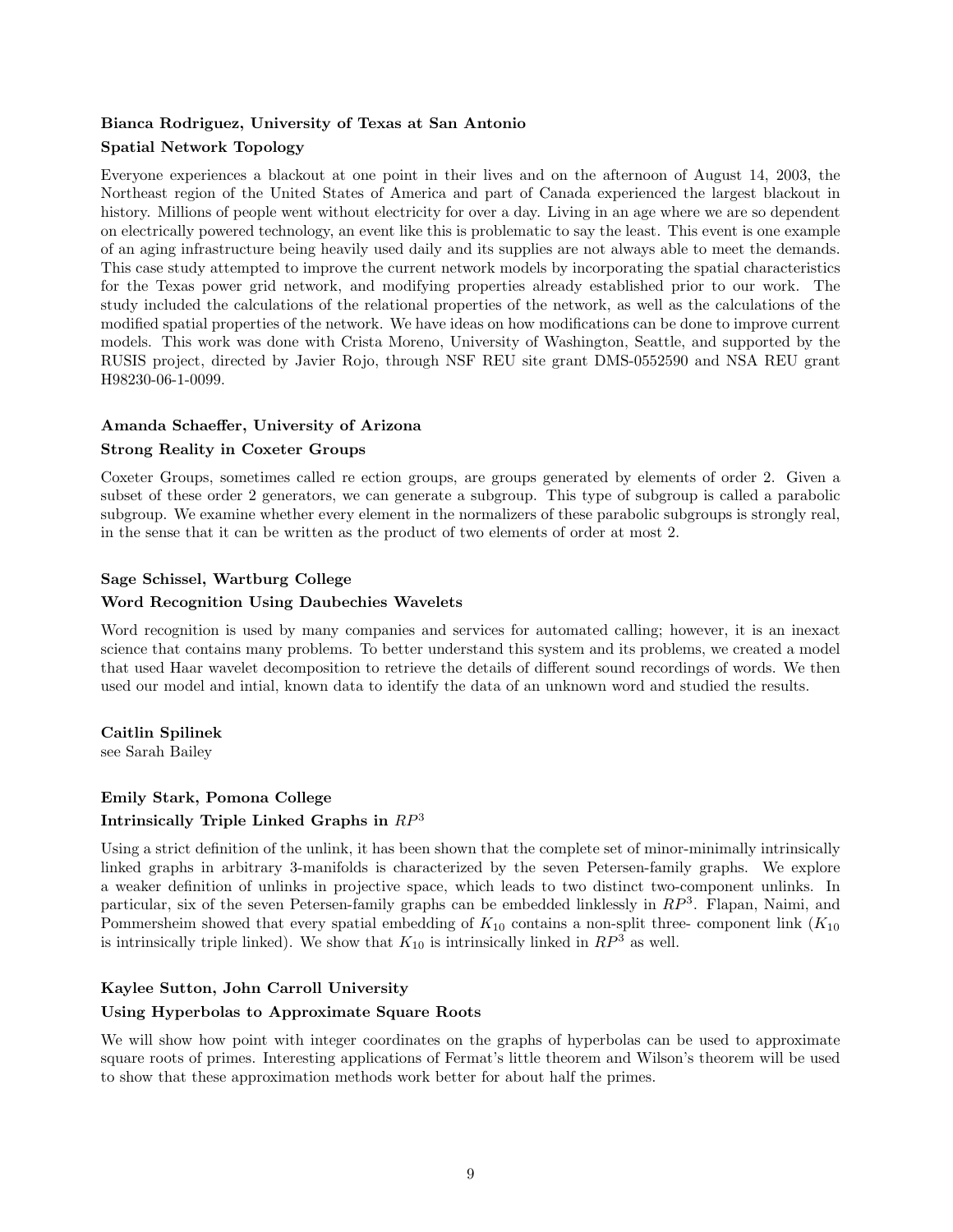**Bianca Rodriguez, University of Texas at San Antonio**

**Spatial Network Topology**

Everyone experiences a blackout at one point in their lives and on the afternoon of August 14, 2003, the Northeast region of the United States of America and part of Canada experienced the largest blackout in history. Millions of people went without electricity for over a day. Living in an age where we are so dependent on electrically powered technology, an event like this is problematic to say the least. This event is one example of an aging infrastructure being heavily used daily and its supplies are not always able to meet the demands. This case study attempted to improve the current network models by incorporating the spatial characteristics for the Texas power grid network, and modifying properties already established prior to our work. The study included the calculations of the relational properties of the network, as well as the calculations of the modified spatial properties of the network. We have ideas on how modifications can be done to improve current models. This work was done with Crista Moreno, University of Washington, Seattle, and supported by the RUSIS project, directed by Javier Rojo, through NSF REU site grant DMS-0552590 and NSA REU grant H98230-06-1-0099.

**Amanda Schaeffer, University of Arizona**

**Strong Reality in Coxeter Groups**

Coxeter Groups, sometimes called re ection groups, are groups generated by elements of order 2. Given a subset of these order 2 generators, we can generate a subgroup. This type of subgroup is called a parabolic subgroup. We examine whether every element in the normalizers of these parabolic subgroups is strongly real, in the sense that it can be written as the product of two elements of order at most 2.

**Sage Schissel, Wartburg College**

**Word Recognition Using Daubechies Wavelets**

Word recognition is used by many companies and services for automated calling; however, it is an inexact science that contains many problems. To better understand this system and its problems, we created a model that used Haar wavelet decomposition to retrieve the details of different sound recordings of words. We then used our model and intial, known data to identify the data of an unknown word and studied the results.

**Caitlin Spilinek**
see Sarah Bailey

**Emily Stark, Pomona College**

**Intrinsically Triple Linked Graphs in $RP^3$**

Using a strict definition of the unlink, it has been shown that the complete set of minor-minimally intrinsically linked graphs in arbitrary 3-manifolds is characterized by the seven Petersen-family graphs. We explore a weaker definition of unlinks in projective space, which leads to two distinct two-component unlinks. In particular, six of the seven Petersen-family graphs can be embedded linklessly in $RP^3$. Flapan, Naimi, and Pommersheim showed that every spatial embedding of $K_{10}$ contains a non-split three- component link ($K_{10}$ is intrinsically triple linked). We show that $K_{10}$ is intrinsically linked in $RP^3$ as well.

**Kaylee Sutton, John Carroll University**

**Using Hyperbolas to Approximate Square Roots**

We will show how point with integer coordinates on the graphs of hyperbolas can be used to approximate square roots of primes. Interesting applications of Fermat's little theorem and Wilson's theorem will be used to show that these approximation methods work better for about half the primes.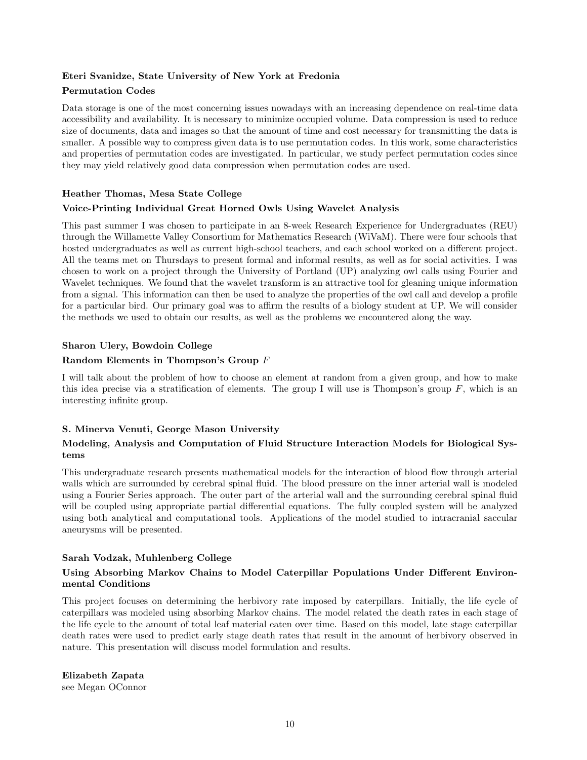**Eteri Svanidze, State University of New York at Fredonia**

**Permutation Codes**

Data storage is one of the most concerning issues nowadays with an increasing dependence on real-time data accessibility and availability. It is necessary to minimize occupied volume. Data compression is used to reduce size of documents, data and images so that the amount of time and cost necessary for transmitting the data is smaller. A possible way to compress given data is to use permutation codes. In this work, some characteristics and properties of permutation codes are investigated. In particular, we study perfect permutation codes since they may yield relatively good data compression when permutation codes are used.

**Heather Thomas, Mesa State College**

**Voice-Printing Individual Great Horned Owls Using Wavelet Analysis**

This past summer I was chosen to participate in an 8-week Research Experience for Undergraduates (REU) through the Willamette Valley Consortium for Mathematics Research (WiVaM). There were four schools that hosted undergraduates as well as current high-school teachers, and each school worked on a different project. All the teams met on Thursdays to present formal and informal results, as well as for social activities. I was chosen to work on a project through the University of Portland (UP) analyzing owl calls using Fourier and Wavelet techniques. We found that the wavelet transform is an attractive tool for gleaning unique information from a signal. This information can then be used to analyze the properties of the owl call and develop a profile for a particular bird. Our primary goal was to affirm the results of a biology student at UP. We will consider the methods we used to obtain our results, as well as the problems we encountered along the way.

**Sharon Ulery, Bowdoin College**

**Random Elements in Thompson's Group $F$**

I will talk about the problem of how to choose an element at random from a given group, and how to make this idea precise via a stratification of elements. The group I will use is Thompson's group $F$, which is an interesting infinite group.

**S. Minerva Venuti, George Mason University**

**Modeling, Analysis and Computation of Fluid Structure Interaction Models for Biological Systems**

This undergraduate research presents mathematical models for the interaction of blood flow through arterial walls which are surrounded by cerebral spinal fluid. The blood pressure on the inner arterial wall is modeled using a Fourier Series approach. The outer part of the arterial wall and the surrounding cerebral spinal fluid will be coupled using appropriate partial differential equations. The fully coupled system will be analyzed using both analytical and computational tools. Applications of the model studied to intracranial saccular aneurysms will be presented.

**Sarah Vodzak, Muhlenberg College**

**Using Absorbing Markov Chains to Model Caterpillar Populations Under Different Environmental Conditions**

This project focuses on determining the herbivory rate imposed by caterpillars. Initially, the life cycle of caterpillars was modeled using absorbing Markov chains. The model related the death rates in each stage of the life cycle to the amount of total leaf material eaten over time. Based on this model, late stage caterpillar death rates were used to predict early stage death rates that result in the amount of herbivory observed in nature. This presentation will discuss model formulation and results.

**Elizabeth Zapata**
see Megan OConnor